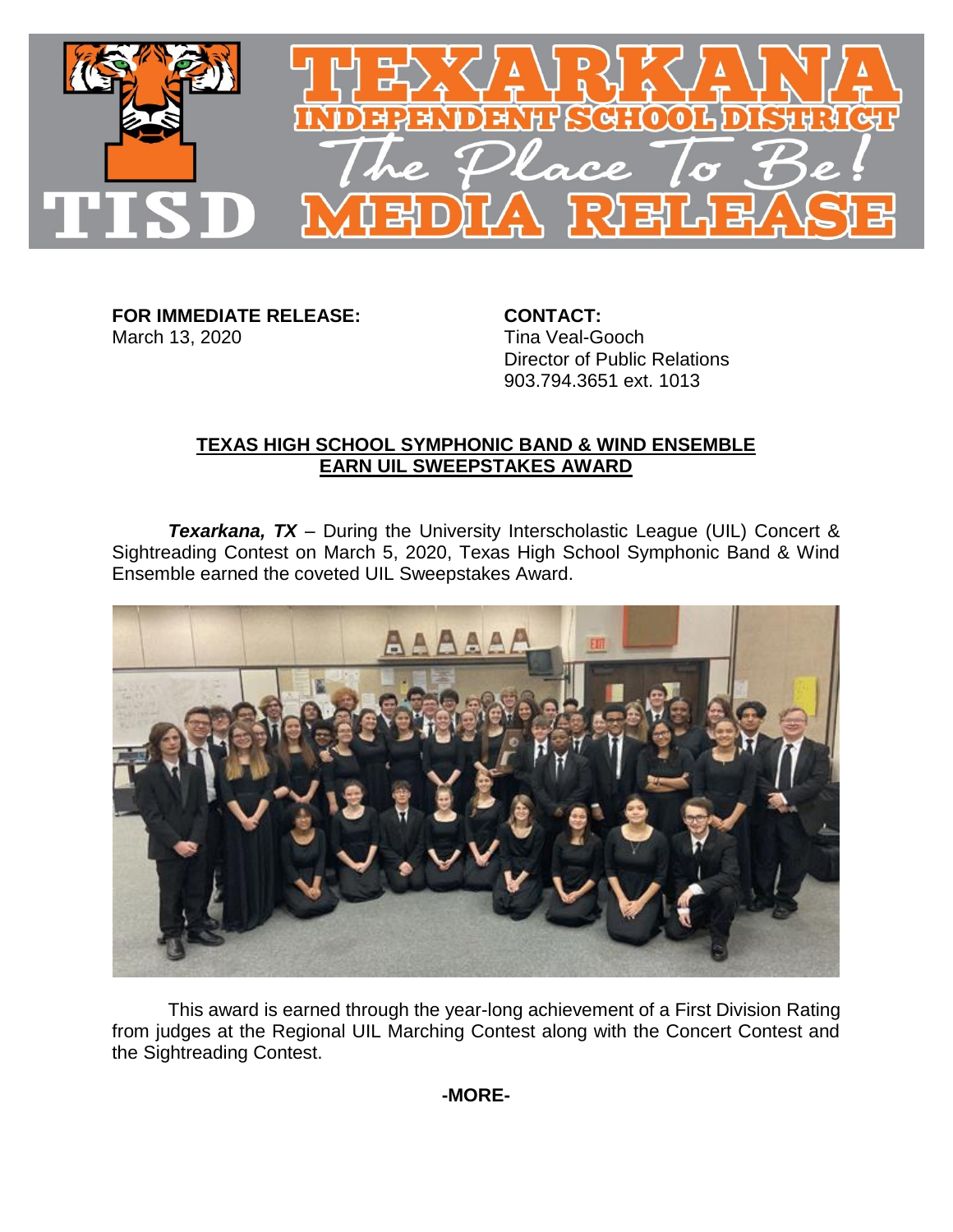TEXARKANA INDEPENDENT SCHOOL DISTRICT

*The Place To Be!*

TISD MEDIA RELEASE

**FOR IMMEDIATE RELEASE:**
March 13, 2020

**CONTACT:**
Tina Veal-Gooch
Director of Public Relations
903.794.3651 ext. 1013

## TEXAS HIGH SCHOOL SYMPHONIC BAND & WIND ENSEMBLE EARN UIL SWEEPSTAKES AWARD

***Texarkana, TX*** – During the University Interscholastic League (UIL) Concert & Sightreading Contest on March 5, 2020, Texas High School Symphonic Band & Wind Ensemble earned the coveted UIL Sweepstakes Award.

This award is earned through the year-long achievement of a First Division Rating from judges at the Regional UIL Marching Contest along with the Concert Contest and the Sightreading Contest.

**-MORE-**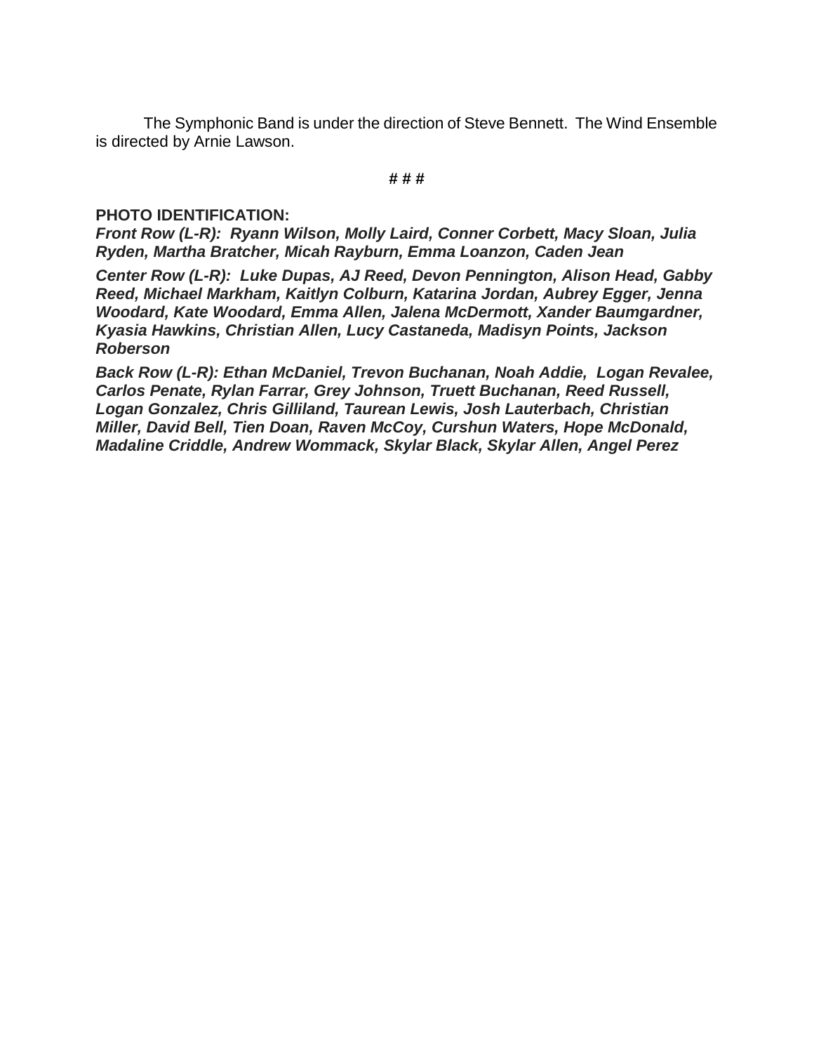The Symphonic Band is under the direction of Steve Bennett. The Wind Ensemble is directed by Arnie Lawson.

# # #

**PHOTO IDENTIFICATION:**

***Front Row (L-R): Ryann Wilson, Molly Laird, Conner Corbett, Macy Sloan, Julia Ryden, Martha Bratcher, Micah Rayburn, Emma Loanzon, Caden Jean***

***Center Row (L-R): Luke Dupas, AJ Reed, Devon Pennington, Alison Head, Gabby Reed, Michael Markham, Kaitlyn Colburn, Katarina Jordan, Aubrey Egger, Jenna Woodard, Kate Woodard, Emma Allen, Jalena McDermott, Xander Baumgardner, Kyasia Hawkins, Christian Allen, Lucy Castaneda, Madisyn Points, Jackson Roberson***

***Back Row (L-R): Ethan McDaniel, Trevon Buchanan, Noah Addie, Logan Revalee, Carlos Penate, Rylan Farrar, Grey Johnson, Truett Buchanan, Reed Russell, Logan Gonzalez, Chris Gilliland, Taurean Lewis, Josh Lauterbach, Christian Miller, David Bell, Tien Doan, Raven McCoy, Curshun Waters, Hope McDonald, Madaline Criddle, Andrew Wommack, Skylar Black, Skylar Allen, Angel Perez***